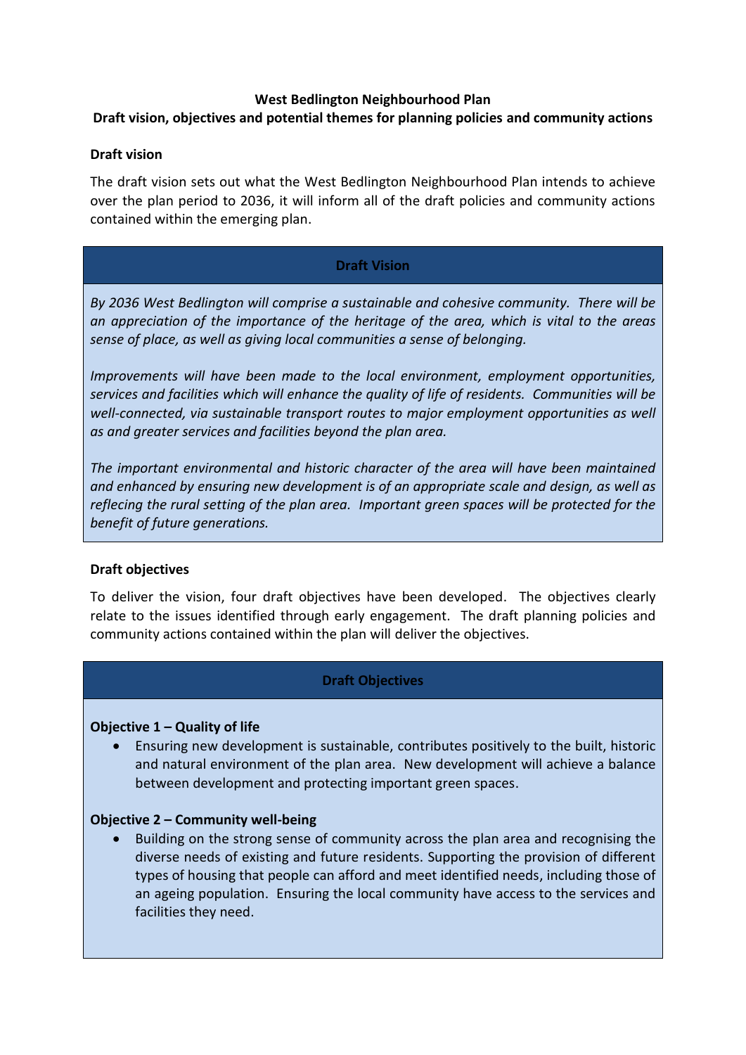# West Bedlington Neighbourhood Plan
## Draft vision, objectives and potential themes for planning policies and community actions

### Draft vision

The draft vision sets out what the West Bedlington Neighbourhood Plan intends to achieve over the plan period to 2036, it will inform all of the draft policies and community actions contained within the emerging plan.

**Draft Vision**

*By 2036 West Bedlington will comprise a sustainable and cohesive community. There will be an appreciation of the importance of the heritage of the area, which is vital to the areas sense of place, as well as giving local communities a sense of belonging.*

*Improvements will have been made to the local environment, employment opportunities, services and facilities which will enhance the quality of life of residents. Communities will be well-connected, via sustainable transport routes to major employment opportunities as well as and greater services and facilities beyond the plan area.*

*The important environmental and historic character of the area will have been maintained and enhanced by ensuring new development is of an appropriate scale and design, as well as reflecing the rural setting of the plan area. Important green spaces will be protected for the benefit of future generations.*

### Draft objectives

To deliver the vision, four draft objectives have been developed. The objectives clearly relate to the issues identified through early engagement. The draft planning policies and community actions contained within the plan will deliver the objectives.

**Draft Objectives**

**Objective 1 – Quality of life**

- Ensuring new development is sustainable, contributes positively to the built, historic and natural environment of the plan area. New development will achieve a balance between development and protecting important green spaces.

**Objective 2 – Community well-being**

- Building on the strong sense of community across the plan area and recognising the diverse needs of existing and future residents. Supporting the provision of different types of housing that people can afford and meet identified needs, including those of an ageing population. Ensuring the local community have access to the services and facilities they need.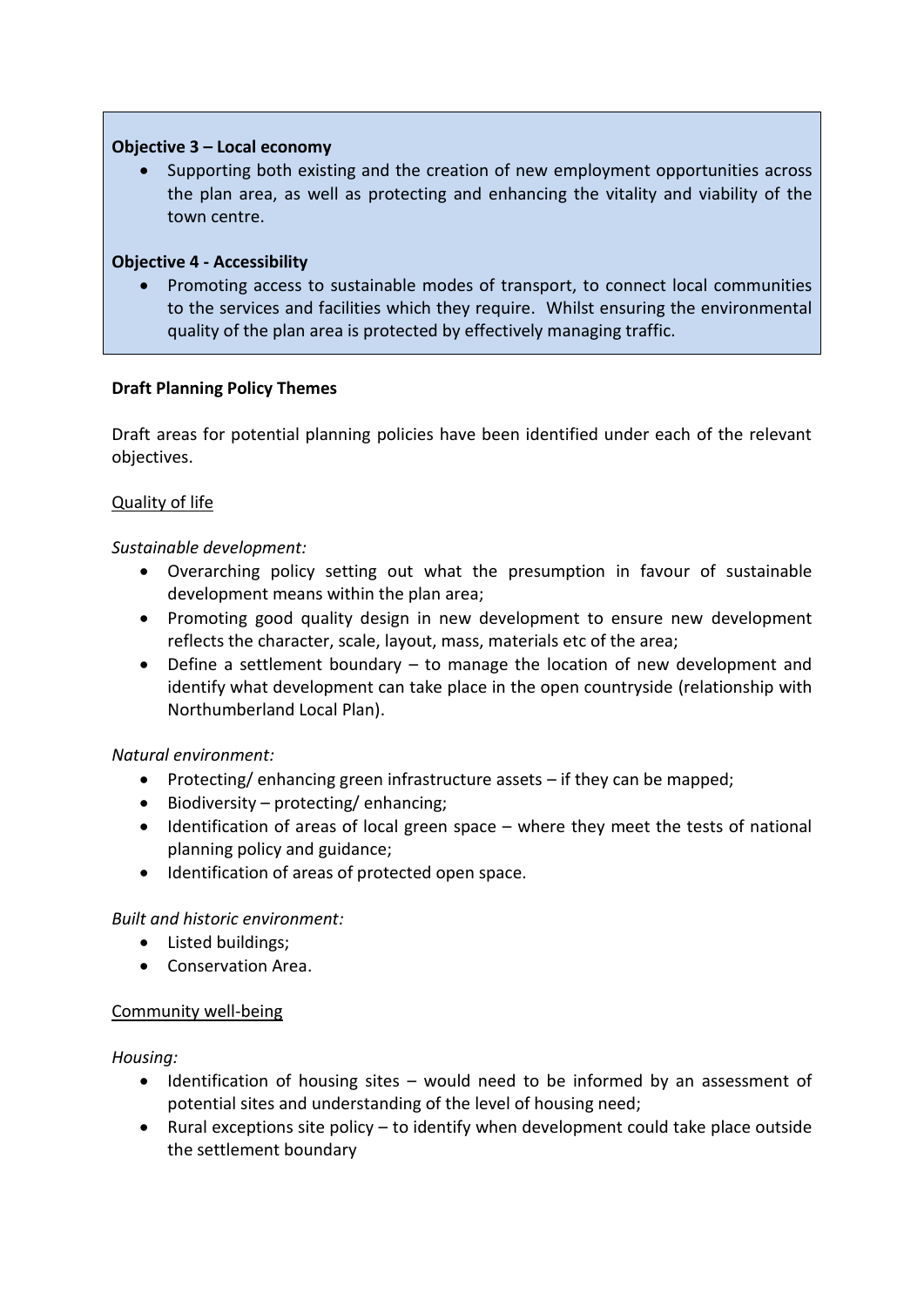**Objective 3 – Local economy**

- Supporting both existing and the creation of new employment opportunities across the plan area, as well as protecting and enhancing the vitality and viability of the town centre.

**Objective 4 - Accessibility**

- Promoting access to sustainable modes of transport, to connect local communities to the services and facilities which they require. Whilst ensuring the environmental quality of the plan area is protected by effectively managing traffic.

**Draft Planning Policy Themes**

Draft areas for potential planning policies have been identified under each of the relevant objectives.

<u>Quality of life</u>

*Sustainable development:*

- Overarching policy setting out what the presumption in favour of sustainable development means within the plan area;
- Promoting good quality design in new development to ensure new development reflects the character, scale, layout, mass, materials etc of the area;
- Define a settlement boundary – to manage the location of new development and identify what development can take place in the open countryside (relationship with Northumberland Local Plan).

*Natural environment:*

- Protecting/ enhancing green infrastructure assets – if they can be mapped;
- Biodiversity – protecting/ enhancing;
- Identification of areas of local green space – where they meet the tests of national planning policy and guidance;
- Identification of areas of protected open space.

*Built and historic environment:*

- Listed buildings;
- Conservation Area.

<u>Community well-being</u>

*Housing:*

- Identification of housing sites – would need to be informed by an assessment of potential sites and understanding of the level of housing need;
- Rural exceptions site policy – to identify when development could take place outside the settlement boundary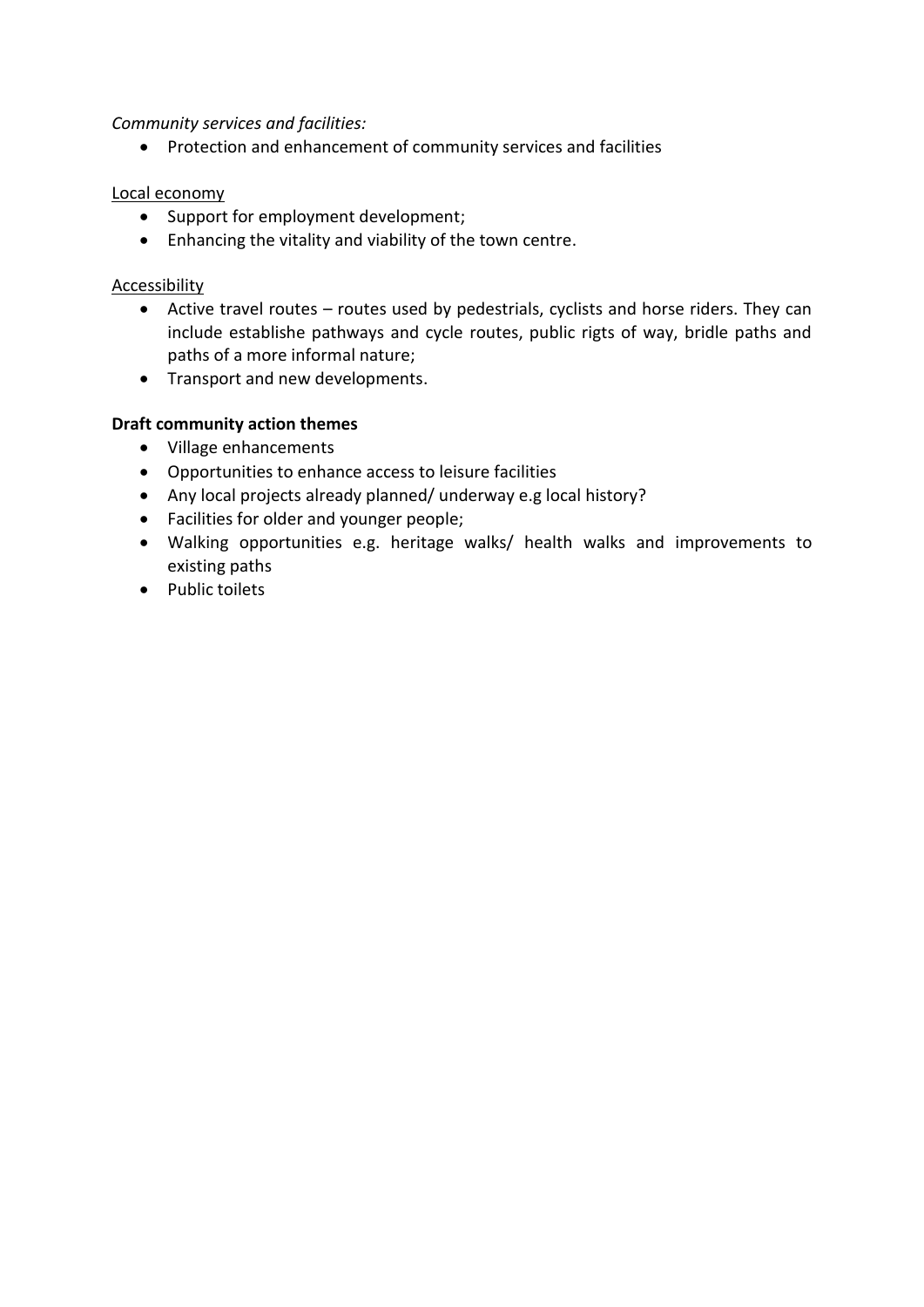*Community services and facilities:*

- Protection and enhancement of community services and facilities

Local economy

- Support for employment development;
- Enhancing the vitality and viability of the town centre.

Accessibility

- Active travel routes – routes used by pedestrials, cyclists and horse riders. They can include establishe pathways and cycle routes, public rigts of way, bridle paths and paths of a more informal nature;
- Transport and new developments.

**Draft community action themes**

- Village enhancements
- Opportunities to enhance access to leisure facilities
- Any local projects already planned/ underway e.g local history?
- Facilities for older and younger people;
- Walking opportunities e.g. heritage walks/ health walks and improvements to existing paths
- Public toilets